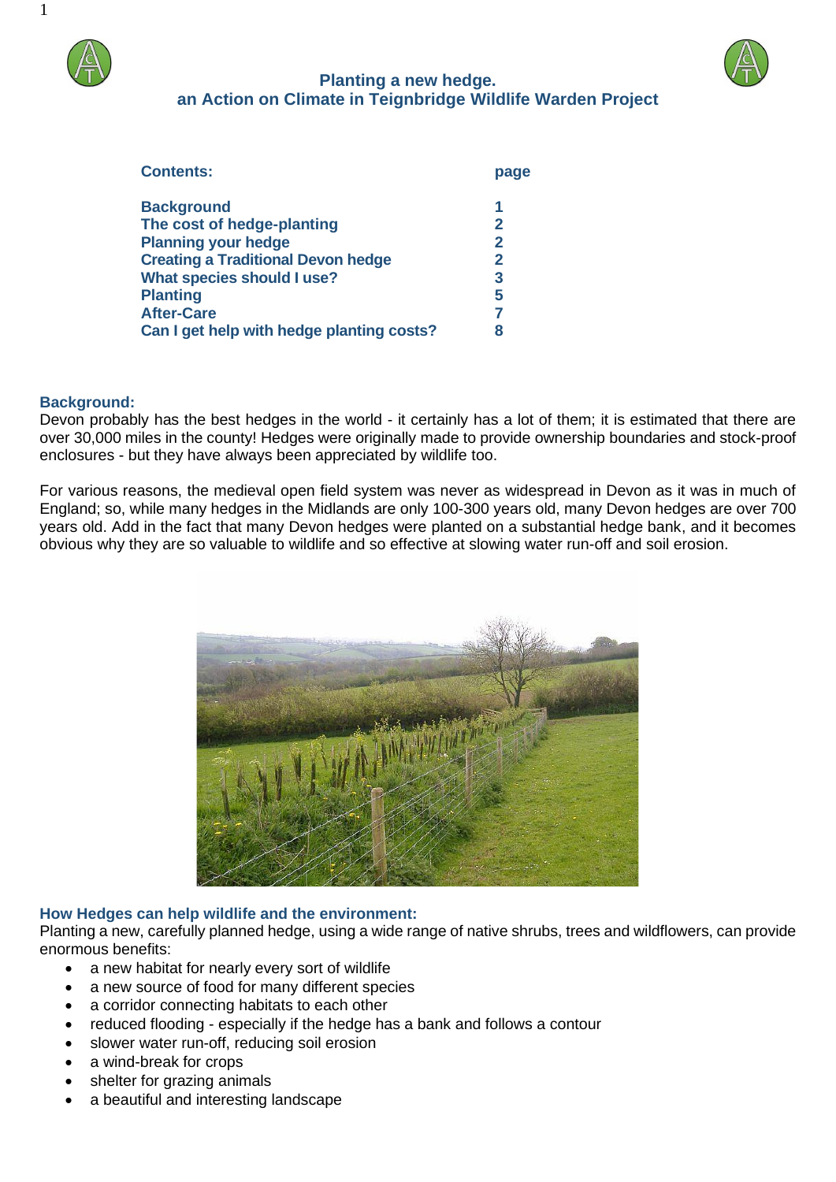# Planting a new hedge.
## an Action on Climate in Teignbridge Wildlife Warden Project

| Contents: | page |
|---|---|
| Background | 1 |
| The cost of hedge-planting | 2 |
| Planning your hedge | 2 |
| Creating a Traditional Devon hedge | 2 |
| What species should I use? | 3 |
| Planting | 5 |
| After-Care | 7 |
| Can I get help with hedge planting costs? | 8 |

### Background:

Devon probably has the best hedges in the world - it certainly has a lot of them; it is estimated that there are over 30,000 miles in the county! Hedges were originally made to provide ownership boundaries and stock-proof enclosures - but they have always been appreciated by wildlife too.

For various reasons, the medieval open field system was never as widespread in Devon as it was in much of England; so, while many hedges in the Midlands are only 100-300 years old, many Devon hedges are over 700 years old. Add in the fact that many Devon hedges were planted on a substantial hedge bank, and it becomes obvious why they are so valuable to wildlife and so effective at slowing water run-off and soil erosion.

### How Hedges can help wildlife and the environment:

Planting a new, carefully planned hedge, using a wide range of native shrubs, trees and wildflowers, can provide enormous benefits:

- a new habitat for nearly every sort of wildlife
- a new source of food for many different species
- a corridor connecting habitats to each other
- reduced flooding - especially if the hedge has a bank and follows a contour
- slower water run-off, reducing soil erosion
- a wind-break for crops
- shelter for grazing animals
- a beautiful and interesting landscape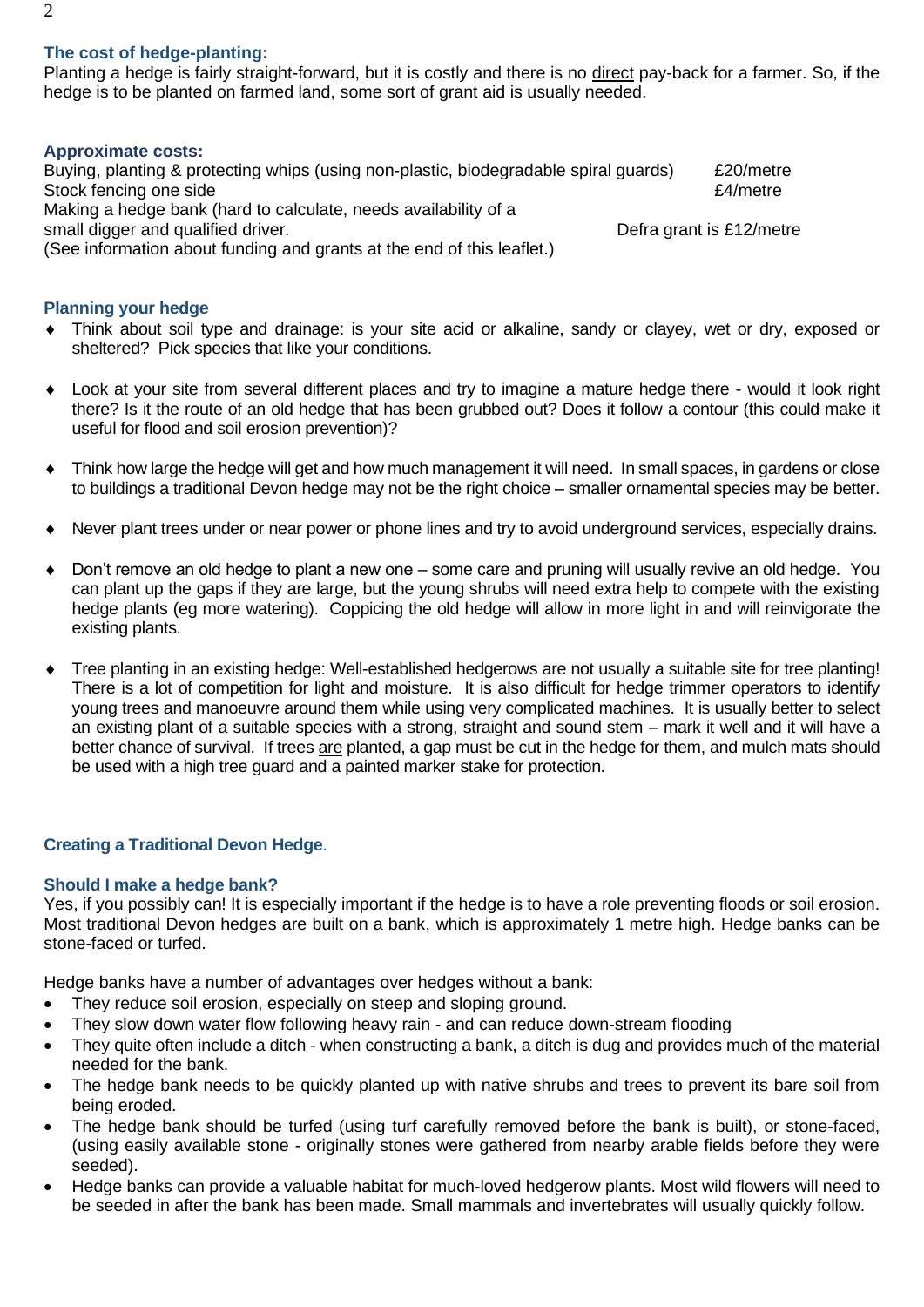### The cost of hedge-planting:

Planting a hedge is fairly straight-forward, but it is costly and there is no direct pay-back for a farmer. So, if the hedge is to be planted on farmed land, some sort of grant aid is usually needed.

### Approximate costs:

| | |
|---|---|
| Buying, planting & protecting whips (using non-plastic, biodegradable spiral guards) | £20/metre |
| Stock fencing one side | £4/metre |
| Making a hedge bank (hard to calculate, needs availability of a small digger and qualified driver. | Defra grant is £12/metre |

(See information about funding and grants at the end of this leaflet.)

### Planning your hedge

- Think about soil type and drainage: is your site acid or alkaline, sandy or clayey, wet or dry, exposed or sheltered? Pick species that like your conditions.
- Look at your site from several different places and try to imagine a mature hedge there - would it look right there? Is it the route of an old hedge that has been grubbed out? Does it follow a contour (this could make it useful for flood and soil erosion prevention)?
- Think how large the hedge will get and how much management it will need. In small spaces, in gardens or close to buildings a traditional Devon hedge may not be the right choice – smaller ornamental species may be better.
- Never plant trees under or near power or phone lines and try to avoid underground services, especially drains.
- Don't remove an old hedge to plant a new one – some care and pruning will usually revive an old hedge. You can plant up the gaps if they are large, but the young shrubs will need extra help to compete with the existing hedge plants (eg more watering). Coppicing the old hedge will allow in more light in and will reinvigorate the existing plants.
- Tree planting in an existing hedge: Well-established hedgerows are not usually a suitable site for tree planting! There is a lot of competition for light and moisture. It is also difficult for hedge trimmer operators to identify young trees and manoeuvre around them while using very complicated machines. It is usually better to select an existing plant of a suitable species with a strong, straight and sound stem – mark it well and it will have a better chance of survival. If trees are planted, a gap must be cut in the hedge for them, and mulch mats should be used with a high tree guard and a painted marker stake for protection.

## Creating a Traditional Devon Hedge.

### Should I make a hedge bank?

Yes, if you possibly can! It is especially important if the hedge is to have a role preventing floods or soil erosion. Most traditional Devon hedges are built on a bank, which is approximately 1 metre high. Hedge banks can be stone-faced or turfed.

Hedge banks have a number of advantages over hedges without a bank:

- They reduce soil erosion, especially on steep and sloping ground.
- They slow down water flow following heavy rain - and can reduce down-stream flooding
- They quite often include a ditch - when constructing a bank, a ditch is dug and provides much of the material needed for the bank.
- The hedge bank needs to be quickly planted up with native shrubs and trees to prevent its bare soil from being eroded.
- The hedge bank should be turfed (using turf carefully removed before the bank is built), or stone-faced, (using easily available stone - originally stones were gathered from nearby arable fields before they were seeded).
- Hedge banks can provide a valuable habitat for much-loved hedgerow plants. Most wild flowers will need to be seeded in after the bank has been made. Small mammals and invertebrates will usually quickly follow.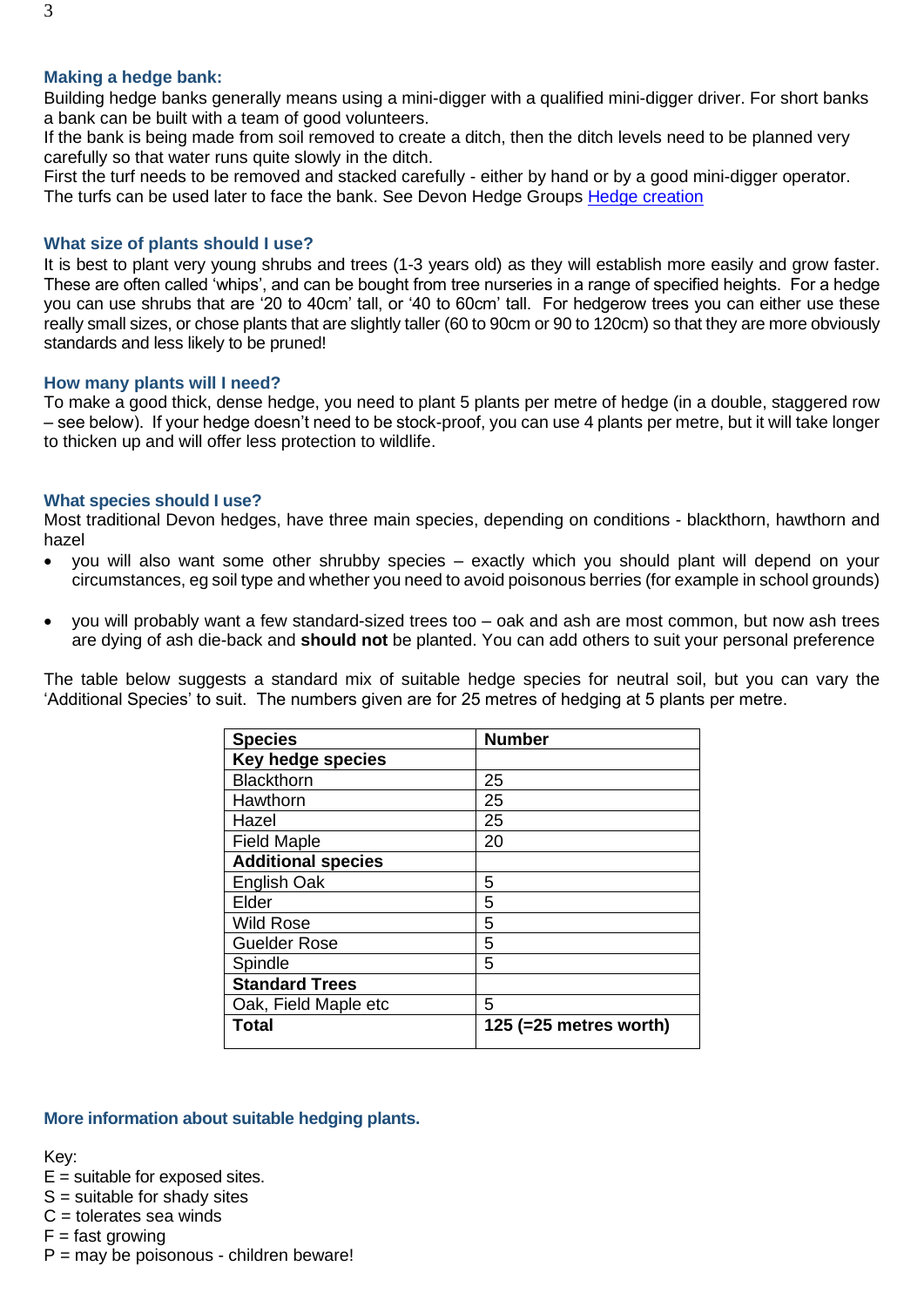### Making a hedge bank:

Building hedge banks generally means using a mini-digger with a qualified mini-digger driver. For short banks a bank can be built with a team of good volunteers.
If the bank is being made from soil removed to create a ditch, then the ditch levels need to be planned very carefully so that water runs quite slowly in the ditch.
First the turf needs to be removed and stacked carefully - either by hand or by a good mini-digger operator. The turfs can be used later to face the bank. See Devon Hedge Groups Hedge creation

### What size of plants should I use?

It is best to plant very young shrubs and trees (1-3 years old) as they will establish more easily and grow faster. These are often called 'whips', and can be bought from tree nurseries in a range of specified heights. For a hedge you can use shrubs that are '20 to 40cm' tall, or '40 to 60cm' tall. For hedgerow trees you can either use these really small sizes, or chose plants that are slightly taller (60 to 90cm or 90 to 120cm) so that they are more obviously standards and less likely to be pruned!

### How many plants will I need?

To make a good thick, dense hedge, you need to plant 5 plants per metre of hedge (in a double, staggered row – see below). If your hedge doesn't need to be stock-proof, you can use 4 plants per metre, but it will take longer to thicken up and will offer less protection to wildlife.

### What species should I use?

Most traditional Devon hedges, have three main species, depending on conditions - blackthorn, hawthorn and hazel

- you will also want some other shrubby species – exactly which you should plant will depend on your circumstances, eg soil type and whether you need to avoid poisonous berries (for example in school grounds)
- you will probably want a few standard-sized trees too – oak and ash are most common, but now ash trees are dying of ash die-back and **should not** be planted. You can add others to suit your personal preference

The table below suggests a standard mix of suitable hedge species for neutral soil, but you can vary the 'Additional Species' to suit. The numbers given are for 25 metres of hedging at 5 plants per metre.

| Species | Number |
|---|---|
| **Key hedge species** | |
| Blackthorn | 25 |
| Hawthorn | 25 |
| Hazel | 25 |
| Field Maple | 20 |
| **Additional species** | |
| English Oak | 5 |
| Elder | 5 |
| Wild Rose | 5 |
| Guelder Rose | 5 |
| Spindle | 5 |
| **Standard Trees** | |
| Oak, Field Maple etc | 5 |
| **Total** | **125 (=25 metres worth)** |

### More information about suitable hedging plants.

Key:
E = suitable for exposed sites.
S = suitable for shady sites
C = tolerates sea winds
F = fast growing
P = may be poisonous - children beware!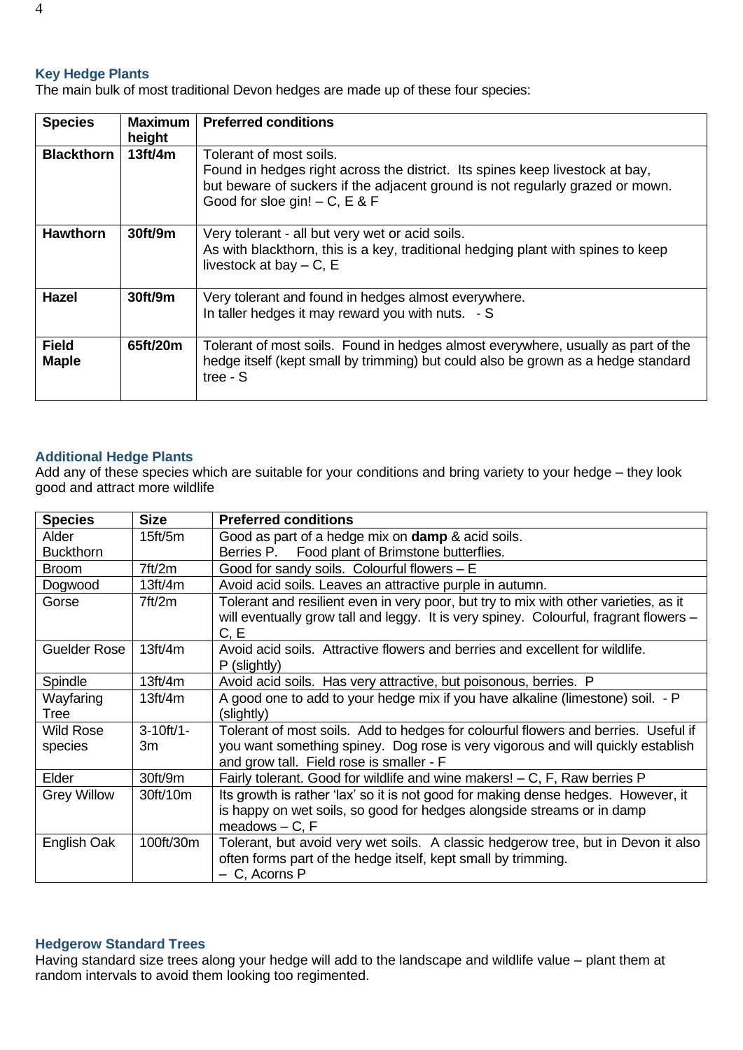### Key Hedge Plants

The main bulk of most traditional Devon hedges are made up of these four species:

| Species | Maximum height | Preferred conditions |
|---|---|---|
| **Blackthorn** | **13ft/4m** | Tolerant of most soils.<br>Found in hedges right across the district. Its spines keep livestock at bay, but beware of suckers if the adjacent ground is not regularly grazed or mown.<br>Good for sloe gin! – C, E & F |
| **Hawthorn** | **30ft/9m** | Very tolerant - all but very wet or acid soils.<br>As with blackthorn, this is a key, traditional hedging plant with spines to keep livestock at bay – C, E |
| **Hazel** | **30ft/9m** | Very tolerant and found in hedges almost everywhere.<br>In taller hedges it may reward you with nuts. - S |
| **Field Maple** | **65ft/20m** | Tolerant of most soils. Found in hedges almost everywhere, usually as part of the hedge itself (kept small by trimming) but could also be grown as a hedge standard tree - S |

### Additional Hedge Plants

Add any of these species which are suitable for your conditions and bring variety to your hedge – they look good and attract more wildlife

| Species | Size | Preferred conditions |
|---|---|---|
| Alder Buckthorn | 15ft/5m | Good as part of a hedge mix on **damp** & acid soils.<br>Berries P. Food plant of Brimstone butterflies. |
| Broom | 7ft/2m | Good for sandy soils. Colourful flowers – E |
| Dogwood | 13ft/4m | Avoid acid soils. Leaves an attractive purple in autumn. |
| Gorse | 7ft/2m | Tolerant and resilient even in very poor, but try to mix with other varieties, as it will eventually grow tall and leggy. It is very spiney. Colourful, fragrant flowers – C, E |
| Guelder Rose | 13ft/4m | Avoid acid soils. Attractive flowers and berries and excellent for wildlife.<br>P (slightly) |
| Spindle | 13ft/4m | Avoid acid soils. Has very attractive, but poisonous, berries. P |
| Wayfaring Tree | 13ft/4m | A good one to add to your hedge mix if you have alkaline (limestone) soil. - P (slightly) |
| Wild Rose species | 3-10ft/1-3m | Tolerant of most soils. Add to hedges for colourful flowers and berries. Useful if you want something spiney. Dog rose is very vigorous and will quickly establish and grow tall. Field rose is smaller - F |
| Elder | 30ft/9m | Fairly tolerant. Good for wildlife and wine makers! – C, F, Raw berries P |
| Grey Willow | 30ft/10m | Its growth is rather 'lax' so it is not good for making dense hedges. However, it is happy on wet soils, so good for hedges alongside streams or in damp meadows – C, F |
| English Oak | 100ft/30m | Tolerant, but avoid very wet soils. A classic hedgerow tree, but in Devon it also often forms part of the hedge itself, kept small by trimming.<br>– C, Acorns P |

### Hedgerow Standard Trees

Having standard size trees along your hedge will add to the landscape and wildlife value – plant them at random intervals to avoid them looking too regimented.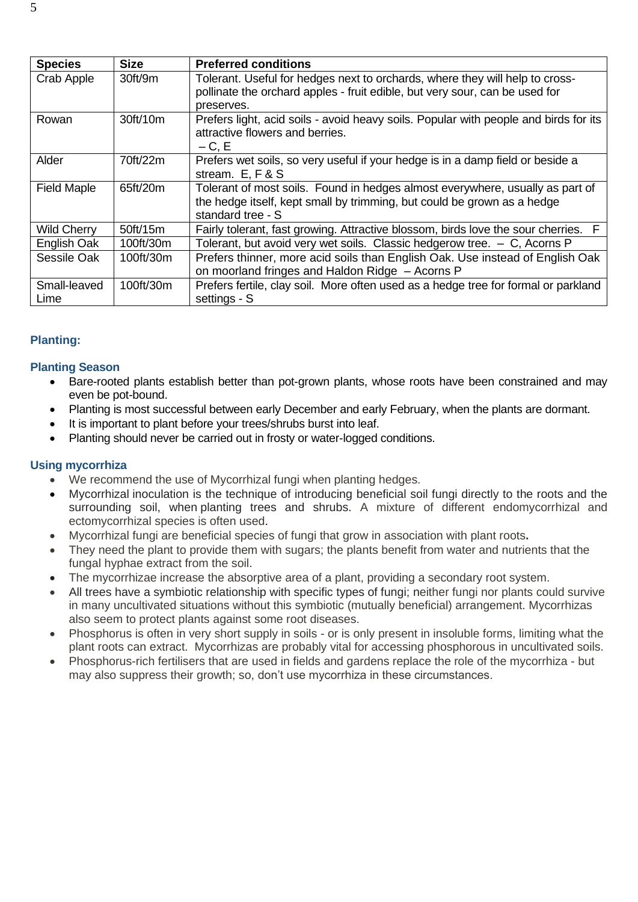| Species | Size | Preferred conditions |
| --- | --- | --- |
| Crab Apple | 30ft/9m | Tolerant. Useful for hedges next to orchards, where they will help to cross-pollinate the orchard apples - fruit edible, but very sour, can be used for preserves. |
| Rowan | 30ft/10m | Prefers light, acid soils - avoid heavy soils. Popular with people and birds for its attractive flowers and berries. – C, E |
| Alder | 70ft/22m | Prefers wet soils, so very useful if your hedge is in a damp field or beside a stream. E, F & S |
| Field Maple | 65ft/20m | Tolerant of most soils. Found in hedges almost everywhere, usually as part of the hedge itself, kept small by trimming, but could be grown as a hedge standard tree - S |
| Wild Cherry | 50ft/15m | Fairly tolerant, fast growing. Attractive blossom, birds love the sour cherries. F |
| English Oak | 100ft/30m | Tolerant, but avoid very wet soils. Classic hedgerow tree. – C, Acorns P |
| Sessile Oak | 100ft/30m | Prefers thinner, more acid soils than English Oak. Use instead of English Oak on moorland fringes and Haldon Ridge – Acorns P |
| Small-leaved Lime | 100ft/30m | Prefers fertile, clay soil. More often used as a hedge tree for formal or parkland settings - S |

## Planting:

### Planting Season

- Bare-rooted plants establish better than pot-grown plants, whose roots have been constrained and may even be pot-bound.
- Planting is most successful between early December and early February, when the plants are dormant.
- It is important to plant before your trees/shrubs burst into leaf.
- Planting should never be carried out in frosty or water-logged conditions.

### Using mycorrhiza

- We recommend the use of Mycorrhizal fungi when planting hedges.
- Mycorrhizal inoculation is the technique of introducing beneficial soil fungi directly to the roots and the surrounding soil, when planting trees and shrubs. A mixture of different endomycorrhizal and ectomycorrhizal species is often used.
- Mycorrhizal fungi are beneficial species of fungi that grow in association with plant roots**.**
- They need the plant to provide them with sugars; the plants benefit from water and nutrients that the fungal hyphae extract from the soil.
- The mycorrhizae increase the absorptive area of a plant, providing a secondary root system.
- All trees have a symbiotic relationship with specific types of fungi; neither fungi nor plants could survive in many uncultivated situations without this symbiotic (mutually beneficial) arrangement. Mycorrhizas also seem to protect plants against some root diseases.
- Phosphorus is often in very short supply in soils - or is only present in insoluble forms, limiting what the plant roots can extract. Mycorrhizas are probably vital for accessing phosphorous in uncultivated soils.
- Phosphorus-rich fertilisers that are used in fields and gardens replace the role of the mycorrhiza - but may also suppress their growth; so, don't use mycorrhiza in these circumstances.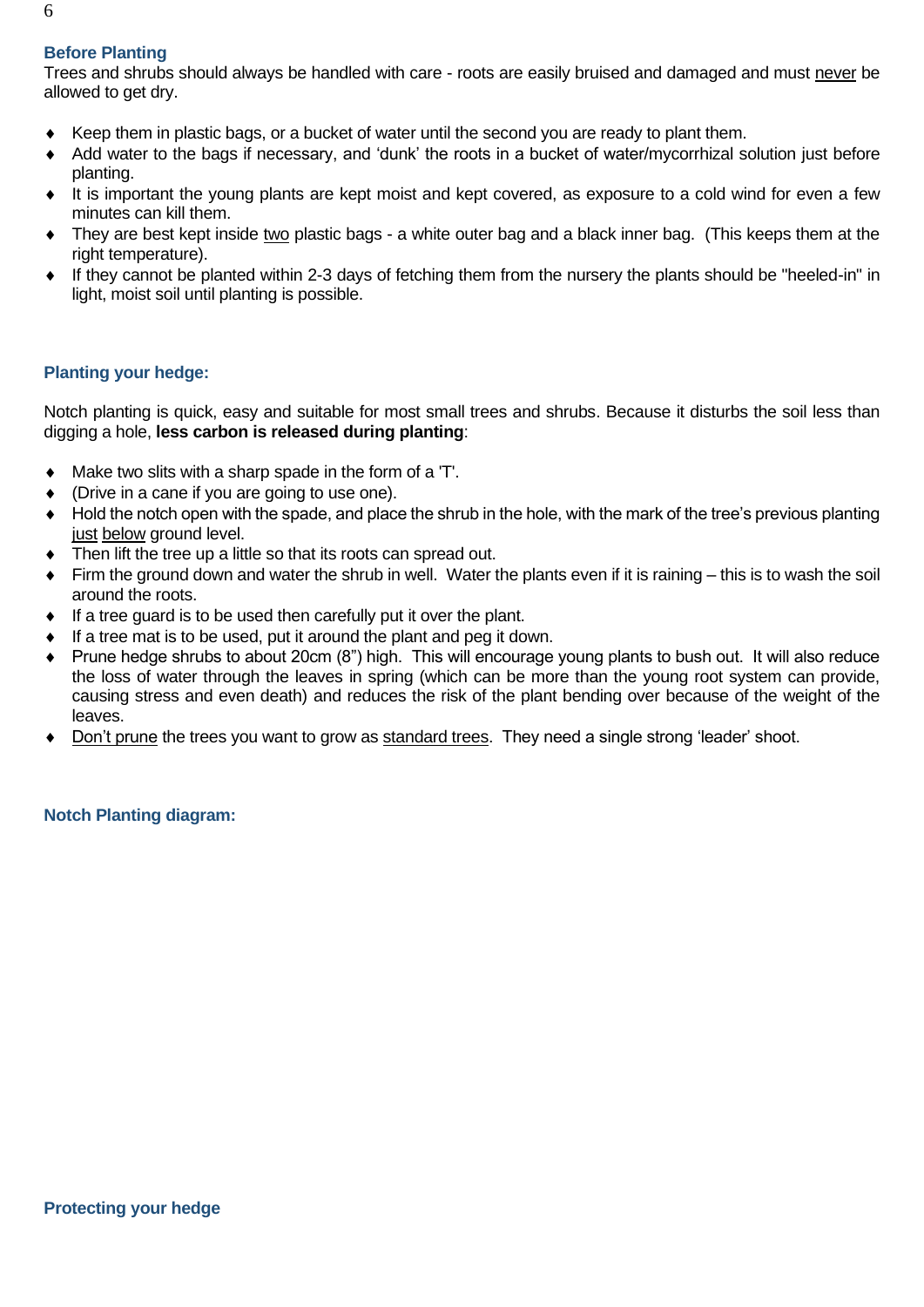## Before Planting

Trees and shrubs should always be handled with care - roots are easily bruised and damaged and must never be allowed to get dry.

- Keep them in plastic bags, or a bucket of water until the second you are ready to plant them.
- Add water to the bags if necessary, and 'dunk' the roots in a bucket of water/mycorrhizal solution just before planting.
- It is important the young plants are kept moist and kept covered, as exposure to a cold wind for even a few minutes can kill them.
- They are best kept inside two plastic bags - a white outer bag and a black inner bag. (This keeps them at the right temperature).
- If they cannot be planted within 2-3 days of fetching them from the nursery the plants should be "heeled-in" in light, moist soil until planting is possible.

## Planting your hedge:

Notch planting is quick, easy and suitable for most small trees and shrubs. Because it disturbs the soil less than digging a hole, **less carbon is released during planting**:

- Make two slits with a sharp spade in the form of a 'T'.
- (Drive in a cane if you are going to use one).
- Hold the notch open with the spade, and place the shrub in the hole, with the mark of the tree's previous planting just below ground level.
- Then lift the tree up a little so that its roots can spread out.
- Firm the ground down and water the shrub in well. Water the plants even if it is raining – this is to wash the soil around the roots.
- If a tree guard is to be used then carefully put it over the plant.
- If a tree mat is to be used, put it around the plant and peg it down.
- Prune hedge shrubs to about 20cm (8") high. This will encourage young plants to bush out. It will also reduce the loss of water through the leaves in spring (which can be more than the young root system can provide, causing stress and even death) and reduces the risk of the plant bending over because of the weight of the leaves.
- Don't prune the trees you want to grow as standard trees. They need a single strong 'leader' shoot.

## Notch Planting diagram:

## Protecting your hedge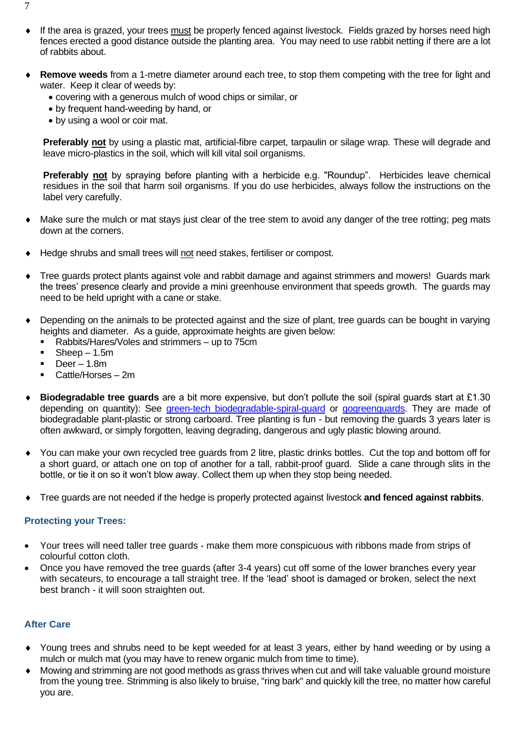- If the area is grazed, your trees must be properly fenced against livestock. Fields grazed by horses need high fences erected a good distance outside the planting area. You may need to use rabbit netting if there are a lot of rabbits about.

- **Remove weeds** from a 1-metre diameter around each tree, to stop them competing with the tree for light and water. Keep it clear of weeds by:
  - covering with a generous mulch of wood chips or similar, or
  - by frequent hand-weeding by hand, or
  - by using a wool or coir mat.

  **Preferably not** by using a plastic mat, artificial-fibre carpet, tarpaulin or silage wrap. These will degrade and leave micro-plastics in the soil, which will kill vital soil organisms.

  **Preferably not** by spraying before planting with a herbicide e.g. "Roundup". Herbicides leave chemical residues in the soil that harm soil organisms. If you do use herbicides, always follow the instructions on the label very carefully.

- Make sure the mulch or mat stays just clear of the tree stem to avoid any danger of the tree rotting; peg mats down at the corners.

- Hedge shrubs and small trees will not need stakes, fertiliser or compost.

- Tree guards protect plants against vole and rabbit damage and against strimmers and mowers! Guards mark the trees' presence clearly and provide a mini greenhouse environment that speeds growth. The guards may need to be held upright with a cane or stake.

- Depending on the animals to be protected against and the size of plant, tree guards can be bought in varying heights and diameter. As a guide, approximate heights are given below:
  - Rabbits/Hares/Voles and strimmers – up to 75cm
  - Sheep – 1.5m
  - Deer – 1.8m
  - Cattle/Horses – 2m

- **Biodegradable tree guards** are a bit more expensive, but don't pollute the soil (spiral guards start at £1.30 depending on quantity): See green-tech biodegradable-spiral-guard or gogreenguards. They are made of biodegradable plant-plastic or strong carboard. Tree planting is fun - but removing the guards 3 years later is often awkward, or simply forgotten, leaving degrading, dangerous and ugly plastic blowing around.

- You can make your own recycled tree guards from 2 litre, plastic drinks bottles. Cut the top and bottom off for a short guard, or attach one on top of another for a tall, rabbit-proof guard. Slide a cane through slits in the bottle, or tie it on so it won't blow away. Collect them up when they stop being needed.

- Tree guards are not needed if the hedge is properly protected against livestock **and fenced against rabbits**.

### Protecting your Trees:

- Your trees will need taller tree guards - make them more conspicuous with ribbons made from strips of colourful cotton cloth.
- Once you have removed the tree guards (after 3-4 years) cut off some of the lower branches every year with secateurs, to encourage a tall straight tree. If the 'lead' shoot is damaged or broken, select the next best branch - it will soon straighten out.

### After Care

- Young trees and shrubs need to be kept weeded for at least 3 years, either by hand weeding or by using a mulch or mulch mat (you may have to renew organic mulch from time to time).
- Mowing and strimming are not good methods as grass thrives when cut and will take valuable ground moisture from the young tree. Strimming is also likely to bruise, "ring bark" and quickly kill the tree, no matter how careful you are.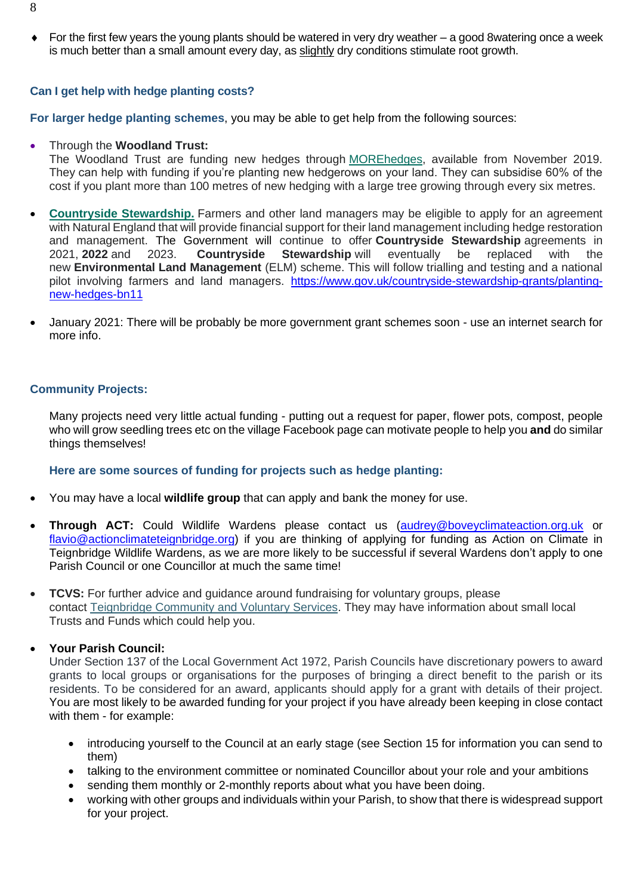- For the first few years the young plants should be watered in very dry weather – a good 8watering once a week is much better than a small amount every day, as slightly dry conditions stimulate root growth.

### Can I get help with hedge planting costs?

**For larger hedge planting schemes**, you may be able to get help from the following sources:

- Through the **Woodland Trust:**
  The Woodland Trust are funding new hedges through [MOREhedges](MOREhedges), available from November 2019. They can help with funding if you're planting new hedgerows on your land. They can subsidise 60% of the cost if you plant more than 100 metres of new hedging with a large tree growing through every six metres.

- **Countryside Stewardship.** Farmers and other land managers may be eligible to apply for an agreement with Natural England that will provide financial support for their land management including hedge restoration and management. The Government will continue to offer **Countryside Stewardship** agreements in 2021, **2022** and 2023. **Countryside Stewardship** will eventually be replaced with the new **Environmental Land Management** (ELM) scheme. This will follow trialling and testing and a national pilot involving farmers and land managers. https://www.gov.uk/countryside-stewardship-grants/planting-new-hedges-bn11

- January 2021: There will be probably be more government grant schemes soon - use an internet search for more info.

### Community Projects:

Many projects need very little actual funding - putting out a request for paper, flower pots, compost, people who will grow seedling trees etc on the village Facebook page can motivate people to help you **and** do similar things themselves!

**Here are some sources of funding for projects such as hedge planting:**

- You may have a local **wildlife group** that can apply and bank the money for use.

- **Through ACT:** Could Wildlife Wardens please contact us (audrey@boveyclimateaction.org.uk or flavio@actionclimateteignbridge.org) if you are thinking of applying for funding as Action on Climate in Teignbridge Wildlife Wardens, as we are more likely to be successful if several Wardens don't apply to one Parish Council or one Councillor at much the same time!

- **TCVS:** For further advice and guidance around fundraising for voluntary groups, please contact Teignbridge Community and Voluntary Services. They may have information about small local Trusts and Funds which could help you.

- **Your Parish Council:**
  Under Section 137 of the Local Government Act 1972, Parish Councils have discretionary powers to award grants to local groups or organisations for the purposes of bringing a direct benefit to the parish or its residents. To be considered for an award, applicants should apply for a grant with details of their project. You are most likely to be awarded funding for your project if you have already been keeping in close contact with them - for example:

  - introducing yourself to the Council at an early stage (see Section 15 for information you can send to them)
  - talking to the environment committee or nominated Councillor about your role and your ambitions
  - sending them monthly or 2-monthly reports about what you have been doing.
  - working with other groups and individuals within your Parish, to show that there is widespread support for your project.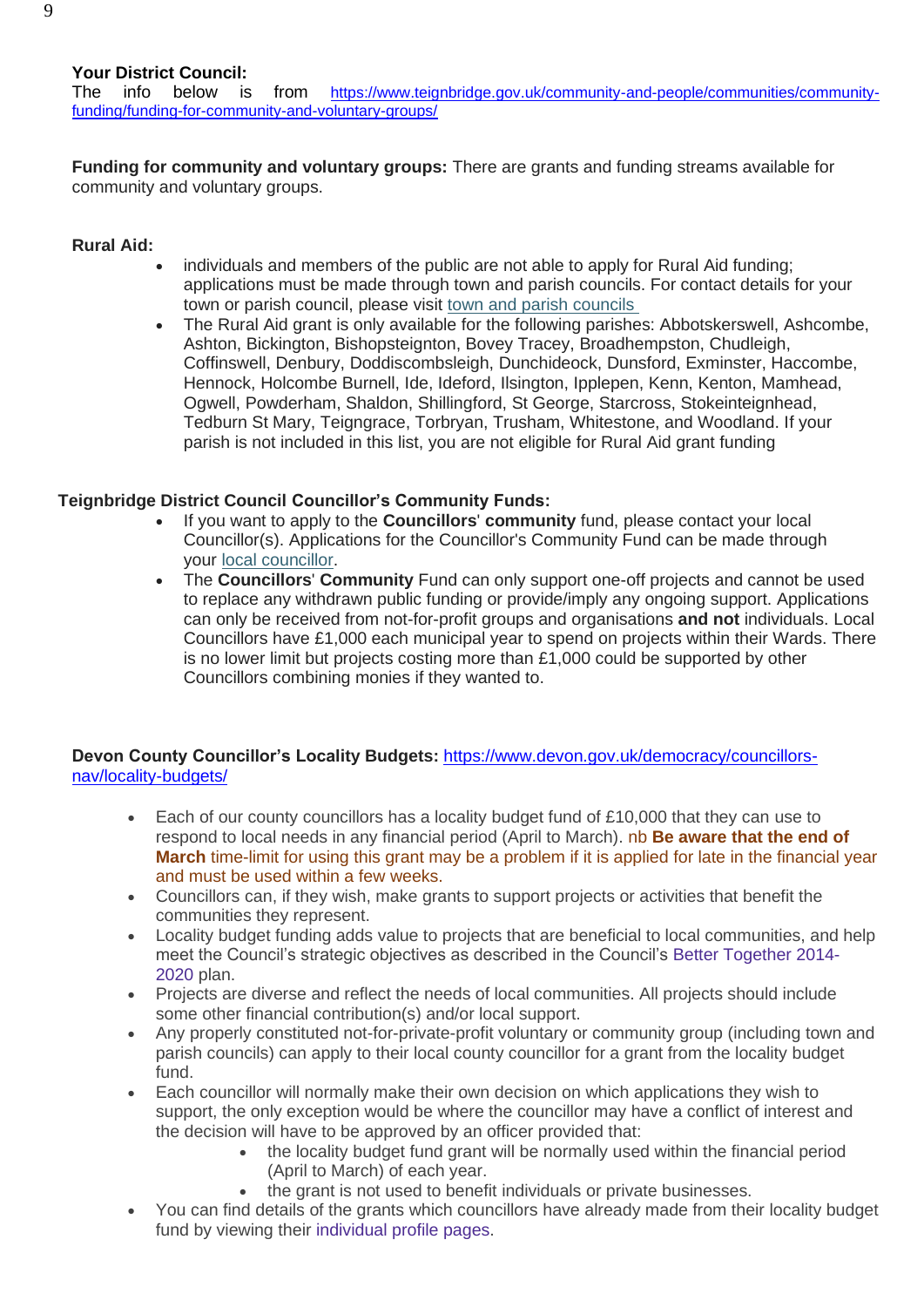**Your District Council:**
The info below is from https://www.teignbridge.gov.uk/community-and-people/communities/community-funding/funding-for-community-and-voluntary-groups/

**Funding for community and voluntary groups:** There are grants and funding streams available for community and voluntary groups.

**Rural Aid:**

- individuals and members of the public are not able to apply for Rural Aid funding; applications must be made through town and parish councils. For contact details for your town or parish council, please visit town and parish councils
- The Rural Aid grant is only available for the following parishes: Abbotskerswell, Ashcombe, Ashton, Bickington, Bishopsteignton, Bovey Tracey, Broadhempston, Chudleigh, Coffinswell, Denbury, Doddiscombsleigh, Dunchideock, Dunsford, Exminster, Haccombe, Hennock, Holcombe Burnell, Ide, Ideford, Ilsington, Ipplepen, Kenn, Kenton, Mamhead, Ogwell, Powderham, Shaldon, Shillingford, St George, Starcross, Stokeinteignhead, Tedburn St Mary, Teigngrace, Torbryan, Trusham, Whitestone, and Woodland. If your parish is not included in this list, you are not eligible for Rural Aid grant funding

**Teignbridge District Council Councillor's Community Funds:**

- If you want to apply to the **Councillors**' **community** fund, please contact your local Councillor(s). Applications for the Councillor's Community Fund can be made through your local councillor.
- The **Councillors**' **Community** Fund can only support one-off projects and cannot be used to replace any withdrawn public funding or provide/imply any ongoing support. Applications can only be received from not-for-profit groups and organisations **and not** individuals. Local Councillors have £1,000 each municipal year to spend on projects within their Wards. There is no lower limit but projects costing more than £1,000 could be supported by other Councillors combining monies if they wanted to.

**Devon County Councillor's Locality Budgets:** https://www.devon.gov.uk/democracy/councillors-nav/locality-budgets/

- Each of our county councillors has a locality budget fund of £10,000 that they can use to respond to local needs in any financial period (April to March). nb **Be aware that the end of March** time-limit for using this grant may be a problem if it is applied for late in the financial year and must be used within a few weeks.
- Councillors can, if they wish, make grants to support projects or activities that benefit the communities they represent.
- Locality budget funding adds value to projects that are beneficial to local communities, and help meet the Council's strategic objectives as described in the Council's Better Together 2014-2020 plan.
- Projects are diverse and reflect the needs of local communities. All projects should include some other financial contribution(s) and/or local support.
- Any properly constituted not-for-private-profit voluntary or community group (including town and parish councils) can apply to their local county councillor for a grant from the locality budget fund.
- Each councillor will normally make their own decision on which applications they wish to support, the only exception would be where the councillor may have a conflict of interest and the decision will have to be approved by an officer provided that:
  - the locality budget fund grant will be normally used within the financial period (April to March) of each year.
  - the grant is not used to benefit individuals or private businesses.
- You can find details of the grants which councillors have already made from their locality budget fund by viewing their individual profile pages.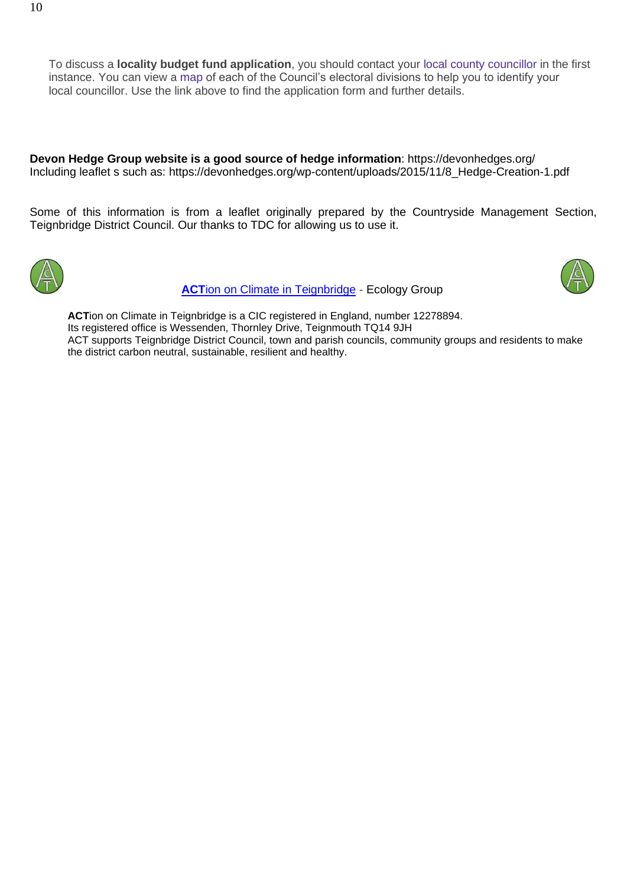To discuss a **locality budget fund application**, you should contact your local county councillor in the first instance. You can view a map of each of the Council's electoral divisions to help you to identify your local councillor. Use the link above to find the application form and further details.

**Devon Hedge Group website is a good source of hedge information**: https://devonhedges.org/
Including leaflet s such as: https://devonhedges.org/wp-content/uploads/2015/11/8_Hedge-Creation-1.pdf

Some of this information is from a leaflet originally prepared by the Countryside Management Section, Teignbridge District Council. Our thanks to TDC for allowing us to use it.

**ACT**ion on Climate in Teignbridge - Ecology Group

**ACT**ion on Climate in Teignbridge is a CIC registered in England, number 12278894.
Its registered office is Wessenden, Thornley Drive, Teignmouth TQ14 9JH
ACT supports Teignbridge District Council, town and parish councils, community groups and residents to make the district carbon neutral, sustainable, resilient and healthy.